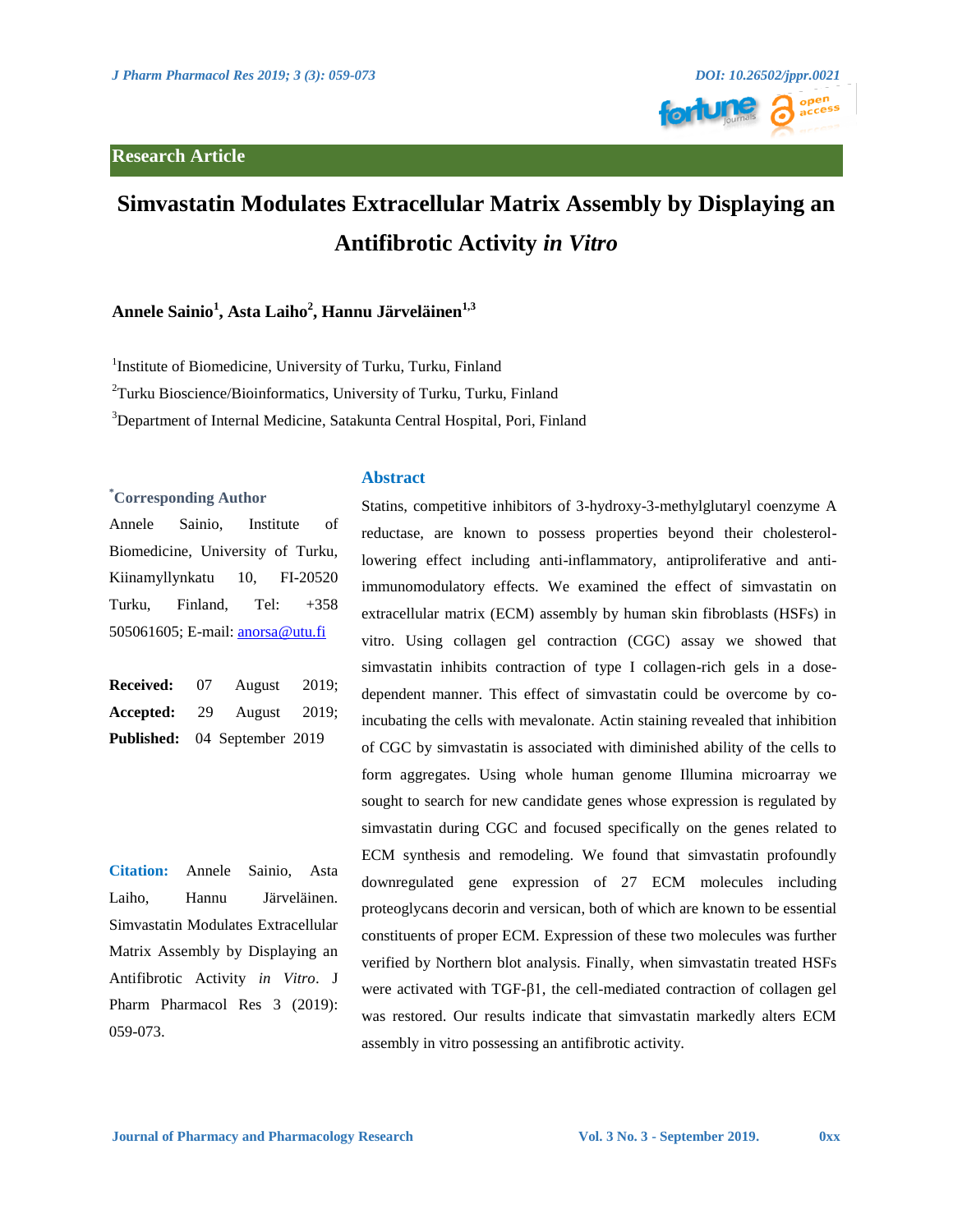Research Article

# Simvastatin Modulates Extracellular Matrix Assembly by Displaying an Antifibrotic Activity *in Vitro*

**Annele Sainio[1], Asta Laiho[2], Hannu Järveläinen[1,3]**

[1]Institute of Biomedicine, University of Turku, Turku, Finland

[2]Turku Bioscience/Bioinformatics, University of Turku, Turku, Finland

[3]Department of Internal Medicine, Satakunta Central Hospital, Pori, Finland

**[*]Corresponding Author**

Annele Sainio, Institute of Biomedicine, University of Turku, Kiinamyllynkatu 10, FI-20520 Turku, Finland, Tel: +358 505061605; E-mail: anorsa@utu.fi

**Received:** 07 August 2019; **Accepted:** 29 August 2019; **Published:** 04 September 2019

**Citation:** Annele Sainio, Asta Laiho, Hannu Järveläinen. Simvastatin Modulates Extracellular Matrix Assembly by Displaying an Antifibrotic Activity *in Vitro*. J Pharm Pharmacol Res 3 (2019): 059-073.

## Abstract

Statins, competitive inhibitors of 3-hydroxy-3-methylglutaryl coenzyme A reductase, are known to possess properties beyond their cholesterol-lowering effect including anti-inflammatory, antiproliferative and anti-immunomodulatory effects. We examined the effect of simvastatin on extracellular matrix (ECM) assembly by human skin fibroblasts (HSFs) in vitro. Using collagen gel contraction (CGC) assay we showed that simvastatin inhibits contraction of type I collagen-rich gels in a dose-dependent manner. This effect of simvastatin could be overcome by co-incubating the cells with mevalonate. Actin staining revealed that inhibition of CGC by simvastatin is associated with diminished ability of the cells to form aggregates. Using whole human genome Illumina microarray we sought to search for new candidate genes whose expression is regulated by simvastatin during CGC and focused specifically on the genes related to ECM synthesis and remodeling. We found that simvastatin profoundly downregulated gene expression of 27 ECM molecules including proteoglycans decorin and versican, both of which are known to be essential constituents of proper ECM. Expression of these two molecules was further verified by Northern blot analysis. Finally, when simvastatin treated HSFs were activated with TGF-β1, the cell-mediated contraction of collagen gel was restored. Our results indicate that simvastatin markedly alters ECM assembly in vitro possessing an antifibrotic activity.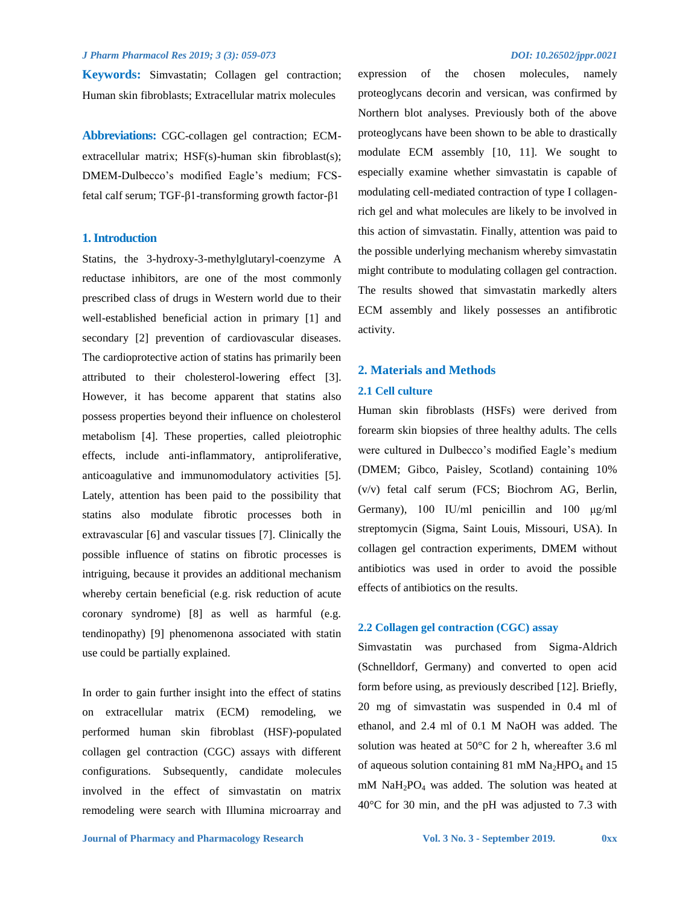**Keywords:** Simvastatin; Collagen gel contraction; Human skin fibroblasts; Extracellular matrix molecules

**Abbreviations:** CGC-collagen gel contraction; ECM-extracellular matrix; HSF(s)-human skin fibroblast(s); DMEM-Dulbecco's modified Eagle's medium; FCS-fetal calf serum; TGF-β1-transforming growth factor-β1

## 1. Introduction

Statins, the 3-hydroxy-3-methylglutaryl-coenzyme A reductase inhibitors, are one of the most commonly prescribed class of drugs in Western world due to their well-established beneficial action in primary [1] and secondary [2] prevention of cardiovascular diseases. The cardioprotective action of statins has primarily been attributed to their cholesterol-lowering effect [3]. However, it has become apparent that statins also possess properties beyond their influence on cholesterol metabolism [4]. These properties, called pleiotrophic effects, include anti-inflammatory, antiproliferative, anticoagulative and immunomodulatory activities [5]. Lately, attention has been paid to the possibility that statins also modulate fibrotic processes both in extravascular [6] and vascular tissues [7]. Clinically the possible influence of statins on fibrotic processes is intriguing, because it provides an additional mechanism whereby certain beneficial (e.g. risk reduction of acute coronary syndrome) [8] as well as harmful (e.g. tendinopathy) [9] phenomenona associated with statin use could be partially explained.

In order to gain further insight into the effect of statins on extracellular matrix (ECM) remodeling, we performed human skin fibroblast (HSF)-populated collagen gel contraction (CGC) assays with different configurations. Subsequently, candidate molecules involved in the effect of simvastatin on matrix remodeling were search with Illumina microarray and expression of the chosen molecules, namely proteoglycans decorin and versican, was confirmed by Northern blot analyses. Previously both of the above proteoglycans have been shown to be able to drastically modulate ECM assembly [10, 11]. We sought to especially examine whether simvastatin is capable of modulating cell-mediated contraction of type I collagen-rich gel and what molecules are likely to be involved in this action of simvastatin. Finally, attention was paid to the possible underlying mechanism whereby simvastatin might contribute to modulating collagen gel contraction. The results showed that simvastatin markedly alters ECM assembly and likely possesses an antifibrotic activity.

## 2. Materials and Methods

### 2.1 Cell culture

Human skin fibroblasts (HSFs) were derived from forearm skin biopsies of three healthy adults. The cells were cultured in Dulbecco's modified Eagle's medium (DMEM; Gibco, Paisley, Scotland) containing 10% (v/v) fetal calf serum (FCS; Biochrom AG, Berlin, Germany), 100 IU/ml penicillin and 100 μg/ml streptomycin (Sigma, Saint Louis, Missouri, USA). In collagen gel contraction experiments, DMEM without antibiotics was used in order to avoid the possible effects of antibiotics on the results.

### 2.2 Collagen gel contraction (CGC) assay

Simvastatin was purchased from Sigma-Aldrich (Schnelldorf, Germany) and converted to open acid form before using, as previously described [12]. Briefly, 20 mg of simvastatin was suspended in 0.4 ml of ethanol, and 2.4 ml of 0.1 M NaOH was added. The solution was heated at 50°C for 2 h, whereafter 3.6 ml of aqueous solution containing 81 mM $Na_2HPO_4$ and 15 mM $NaH_2PO_4$ was added. The solution was heated at 40°C for 30 min, and the pH was adjusted to 7.3 with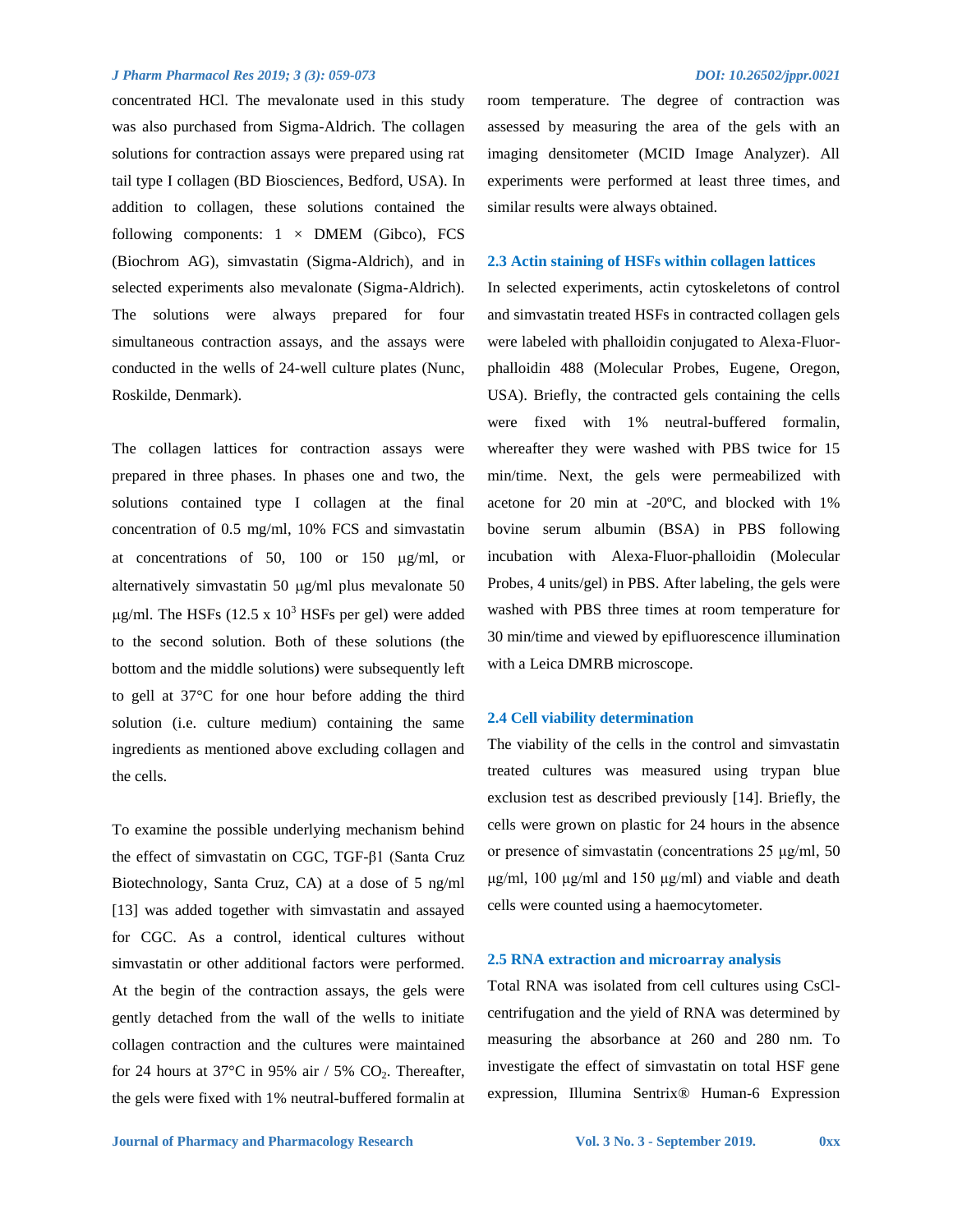concentrated HCl. The mevalonate used in this study was also purchased from Sigma-Aldrich. The collagen solutions for contraction assays were prepared using rat tail type I collagen (BD Biosciences, Bedford, USA). In addition to collagen, these solutions contained the following components: 1 × DMEM (Gibco), FCS (Biochrom AG), simvastatin (Sigma-Aldrich), and in selected experiments also mevalonate (Sigma-Aldrich). The solutions were always prepared for four simultaneous contraction assays, and the assays were conducted in the wells of 24-well culture plates (Nunc, Roskilde, Denmark).

The collagen lattices for contraction assays were prepared in three phases. In phases one and two, the solutions contained type I collagen at the final concentration of 0.5 mg/ml, 10% FCS and simvastatin at concentrations of 50, 100 or 150 μg/ml, or alternatively simvastatin 50 μg/ml plus mevalonate 50 μg/ml. The HSFs (12.5 x $10^3$ HSFs per gel) were added to the second solution. Both of these solutions (the bottom and the middle solutions) were subsequently left to gell at 37°C for one hour before adding the third solution (i.e. culture medium) containing the same ingredients as mentioned above excluding collagen and the cells.

To examine the possible underlying mechanism behind the effect of simvastatin on CGC, TGF-β1 (Santa Cruz Biotechnology, Santa Cruz, CA) at a dose of 5 ng/ml [13] was added together with simvastatin and assayed for CGC. As a control, identical cultures without simvastatin or other additional factors were performed. At the begin of the contraction assays, the gels were gently detached from the wall of the wells to initiate collagen contraction and the cultures were maintained for 24 hours at 37°C in 95% air / 5% $CO_2$. Thereafter, the gels were fixed with 1% neutral-buffered formalin at room temperature. The degree of contraction was assessed by measuring the area of the gels with an imaging densitometer (MCID Image Analyzer). All experiments were performed at least three times, and similar results were always obtained.

### 2.3 Actin staining of HSFs within collagen lattices

In selected experiments, actin cytoskeletons of control and simvastatin treated HSFs in contracted collagen gels were labeled with phalloidin conjugated to Alexa-Fluor-phalloidin 488 (Molecular Probes, Eugene, Oregon, USA). Briefly, the contracted gels containing the cells were fixed with 1% neutral-buffered formalin, whereafter they were washed with PBS twice for 15 min/time. Next, the gels were permeabilized with acetone for 20 min at -20ºC, and blocked with 1% bovine serum albumin (BSA) in PBS following incubation with Alexa-Fluor-phalloidin (Molecular Probes, 4 units/gel) in PBS. After labeling, the gels were washed with PBS three times at room temperature for 30 min/time and viewed by epifluorescence illumination with a Leica DMRB microscope.

### 2.4 Cell viability determination

The viability of the cells in the control and simvastatin treated cultures was measured using trypan blue exclusion test as described previously [14]. Briefly, the cells were grown on plastic for 24 hours in the absence or presence of simvastatin (concentrations 25 μg/ml, 50 μg/ml, 100 μg/ml and 150 μg/ml) and viable and death cells were counted using a haemocytometer.

### 2.5 RNA extraction and microarray analysis

Total RNA was isolated from cell cultures using CsCl-centrifugation and the yield of RNA was determined by measuring the absorbance at 260 and 280 nm. To investigate the effect of simvastatin on total HSF gene expression, Illumina Sentrix® Human-6 Expression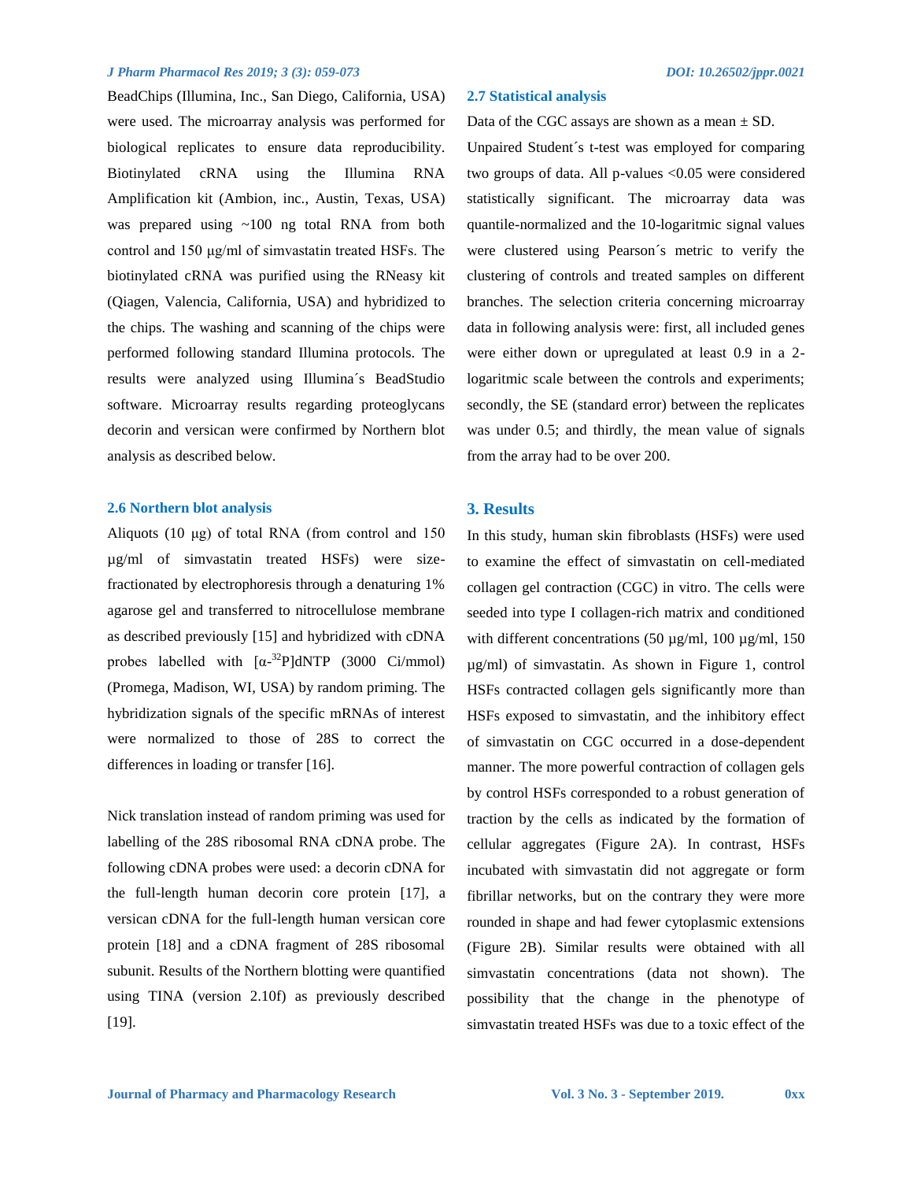BeadChips (Illumina, Inc., San Diego, California, USA) were used. The microarray analysis was performed for biological replicates to ensure data reproducibility. Biotinylated cRNA using the Illumina RNA Amplification kit (Ambion, inc., Austin, Texas, USA) was prepared using ~100 ng total RNA from both control and 150 µg/ml of simvastatin treated HSFs. The biotinylated cRNA was purified using the RNeasy kit (Qiagen, Valencia, California, USA) and hybridized to the chips. The washing and scanning of the chips were performed following standard Illumina protocols. The results were analyzed using Illumina´s BeadStudio software. Microarray results regarding proteoglycans decorin and versican were confirmed by Northern blot analysis as described below.

### 2.6 Northern blot analysis

Aliquots (10 µg) of total RNA (from control and 150 µg/ml of simvastatin treated HSFs) were size-fractionated by electrophoresis through a denaturing 1% agarose gel and transferred to nitrocellulose membrane as described previously [15] and hybridized with cDNA probes labelled with [$\alpha$-$^{32}$P]dNTP (3000 Ci/mmol) (Promega, Madison, WI, USA) by random priming. The hybridization signals of the specific mRNAs of interest were normalized to those of 28S to correct the differences in loading or transfer [16].

Nick translation instead of random priming was used for labelling of the 28S ribosomal RNA cDNA probe. The following cDNA probes were used: a decorin cDNA for the full-length human decorin core protein [17], a versican cDNA for the full-length human versican core protein [18] and a cDNA fragment of 28S ribosomal subunit. Results of the Northern blotting were quantified using TINA (version 2.10f) as previously described [19].

### 2.7 Statistical analysis

Data of the CGC assays are shown as a mean ± SD. Unpaired Student´s t-test was employed for comparing two groups of data. All p-values <0.05 were considered statistically significant. The microarray data was quantile-normalized and the 10-logaritmic signal values were clustered using Pearson´s metric to verify the clustering of controls and treated samples on different branches. The selection criteria concerning microarray data in following analysis were: first, all included genes were either down or upregulated at least 0.9 in a 2-logaritmic scale between the controls and experiments; secondly, the SE (standard error) between the replicates was under 0.5; and thirdly, the mean value of signals from the array had to be over 200.

## 3. Results

In this study, human skin fibroblasts (HSFs) were used to examine the effect of simvastatin on cell-mediated collagen gel contraction (CGC) in vitro. The cells were seeded into type I collagen-rich matrix and conditioned with different concentrations (50 µg/ml, 100 µg/ml, 150 µg/ml) of simvastatin. As shown in Figure 1, control HSFs contracted collagen gels significantly more than HSFs exposed to simvastatin, and the inhibitory effect of simvastatin on CGC occurred in a dose-dependent manner. The more powerful contraction of collagen gels by control HSFs corresponded to a robust generation of traction by the cells as indicated by the formation of cellular aggregates (Figure 2A). In contrast, HSFs incubated with simvastatin did not aggregate or form fibrillar networks, but on the contrary they were more rounded in shape and had fewer cytoplasmic extensions (Figure 2B). Similar results were obtained with all simvastatin concentrations (data not shown). The possibility that the change in the phenotype of simvastatin treated HSFs was due to a toxic effect of the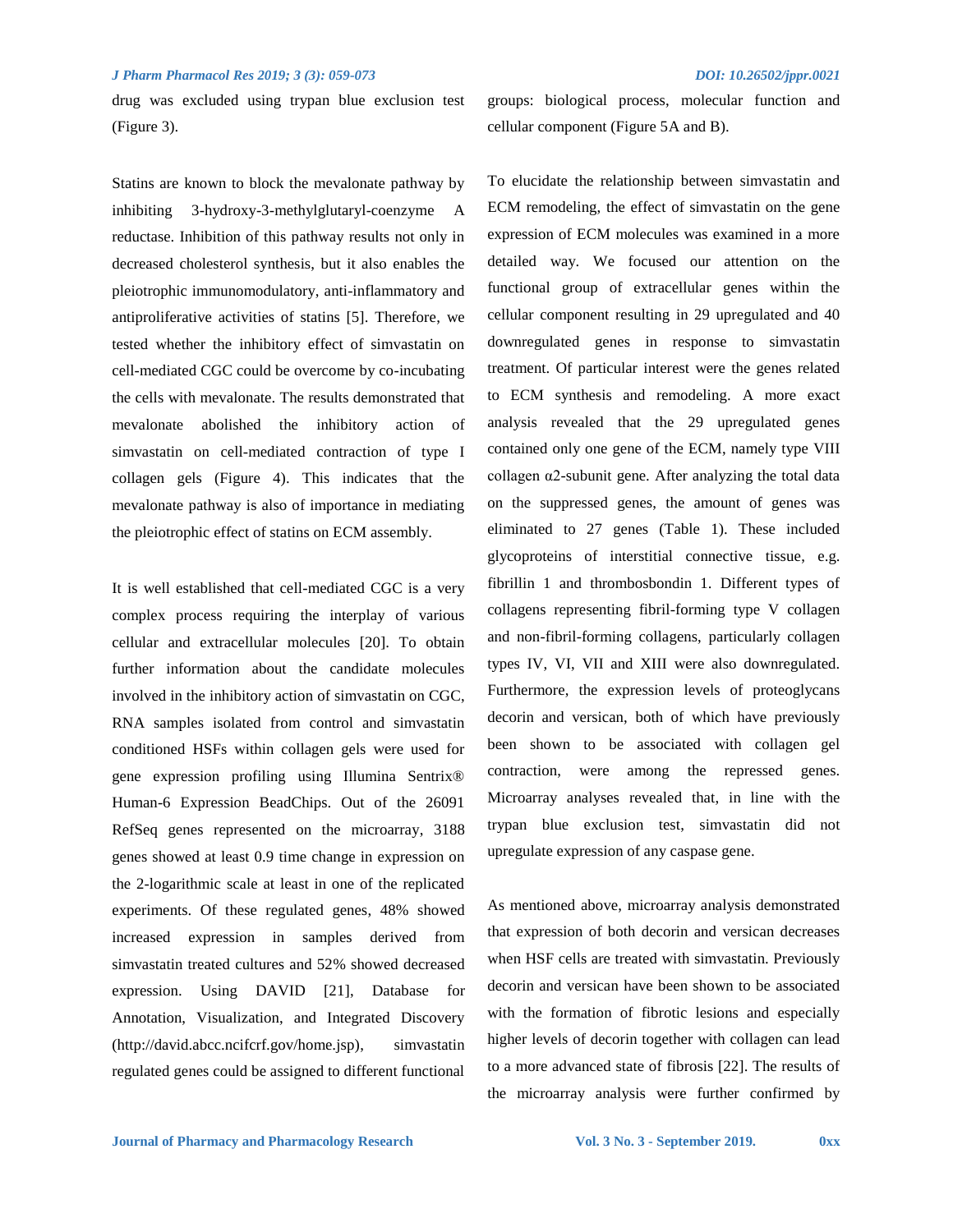drug was excluded using trypan blue exclusion test (Figure 3).

Statins are known to block the mevalonate pathway by inhibiting 3-hydroxy-3-methylglutaryl-coenzyme A reductase. Inhibition of this pathway results not only in decreased cholesterol synthesis, but it also enables the pleiotrophic immunomodulatory, anti-inflammatory and antiproliferative activities of statins [5]. Therefore, we tested whether the inhibitory effect of simvastatin on cell-mediated CGC could be overcome by co-incubating the cells with mevalonate. The results demonstrated that mevalonate abolished the inhibitory action of simvastatin on cell-mediated contraction of type I collagen gels (Figure 4). This indicates that the mevalonate pathway is also of importance in mediating the pleiotrophic effect of statins on ECM assembly.

It is well established that cell-mediated CGC is a very complex process requiring the interplay of various cellular and extracellular molecules [20]. To obtain further information about the candidate molecules involved in the inhibitory action of simvastatin on CGC, RNA samples isolated from control and simvastatin conditioned HSFs within collagen gels were used for gene expression profiling using Illumina Sentrix® Human-6 Expression BeadChips. Out of the 26091 RefSeq genes represented on the microarray, 3188 genes showed at least 0.9 time change in expression on the 2-logarithmic scale at least in one of the replicated experiments. Of these regulated genes, 48% showed increased expression in samples derived from simvastatin treated cultures and 52% showed decreased expression. Using DAVID [21], Database for Annotation, Visualization, and Integrated Discovery (http://david.abcc.ncifcrf.gov/home.jsp), simvastatin regulated genes could be assigned to different functional groups: biological process, molecular function and cellular component (Figure 5A and B).

To elucidate the relationship between simvastatin and ECM remodeling, the effect of simvastatin on the gene expression of ECM molecules was examined in a more detailed way. We focused our attention on the functional group of extracellular genes within the cellular component resulting in 29 upregulated and 40 downregulated genes in response to simvastatin treatment. Of particular interest were the genes related to ECM synthesis and remodeling. A more exact analysis revealed that the 29 upregulated genes contained only one gene of the ECM, namely type VIII collagen α2-subunit gene. After analyzing the total data on the suppressed genes, the amount of genes was eliminated to 27 genes (Table 1). These included glycoproteins of interstitial connective tissue, e.g. fibrillin 1 and thrombosbondin 1. Different types of collagens representing fibril-forming type V collagen and non-fibril-forming collagens, particularly collagen types IV, VI, VII and XIII were also downregulated. Furthermore, the expression levels of proteoglycans decorin and versican, both of which have previously been shown to be associated with collagen gel contraction, were among the repressed genes. Microarray analyses revealed that, in line with the trypan blue exclusion test, simvastatin did not upregulate expression of any caspase gene.

As mentioned above, microarray analysis demonstrated that expression of both decorin and versican decreases when HSF cells are treated with simvastatin. Previously decorin and versican have been shown to be associated with the formation of fibrotic lesions and especially higher levels of decorin together with collagen can lead to a more advanced state of fibrosis [22]. The results of the microarray analysis were further confirmed by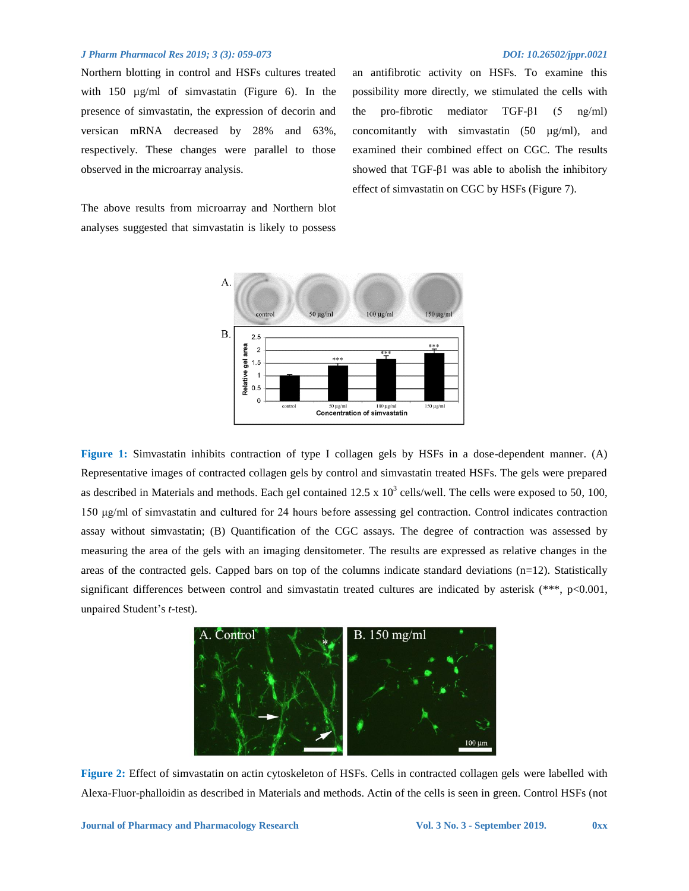Northern blotting in control and HSFs cultures treated with 150 µg/ml of simvastatin (Figure 6). In the presence of simvastatin, the expression of decorin and versican mRNA decreased by 28% and 63%, respectively. These changes were parallel to those observed in the microarray analysis.

The above results from microarray and Northern blot analyses suggested that simvastatin is likely to possess an antifibrotic activity on HSFs. To examine this possibility more directly, we stimulated the cells with the pro-fibrotic mediator TGF-β1 (5 ng/ml) concomitantly with simvastatin (50 µg/ml), and examined their combined effect on CGC. The results showed that TGF-β1 was able to abolish the inhibitory effect of simvastatin on CGC by HSFs (Figure 7).

**Figure 1:** Simvastatin inhibits contraction of type I collagen gels by HSFs in a dose-dependent manner. (A) Representative images of contracted collagen gels by control and simvastatin treated HSFs. The gels were prepared as described in Materials and methods. Each gel contained 12.5 x $10^3$ cells/well. The cells were exposed to 50, 100, 150 µg/ml of simvastatin and cultured for 24 hours before assessing gel contraction. Control indicates contraction assay without simvastatin; (B) Quantification of the CGC assays. The degree of contraction was assessed by measuring the area of the gels with an imaging densitometer. The results are expressed as relative changes in the areas of the contracted gels. Capped bars on top of the columns indicate standard deviations (n=12). Statistically significant differences between control and simvastatin treated cultures are indicated by asterisk (***, p<0.001, unpaired Student's *t*-test).

**Figure 2:** Effect of simvastatin on actin cytoskeleton of HSFs. Cells in contracted collagen gels were labelled with Alexa-Fluor-phalloidin as described in Materials and methods. Actin of the cells is seen in green. Control HSFs (not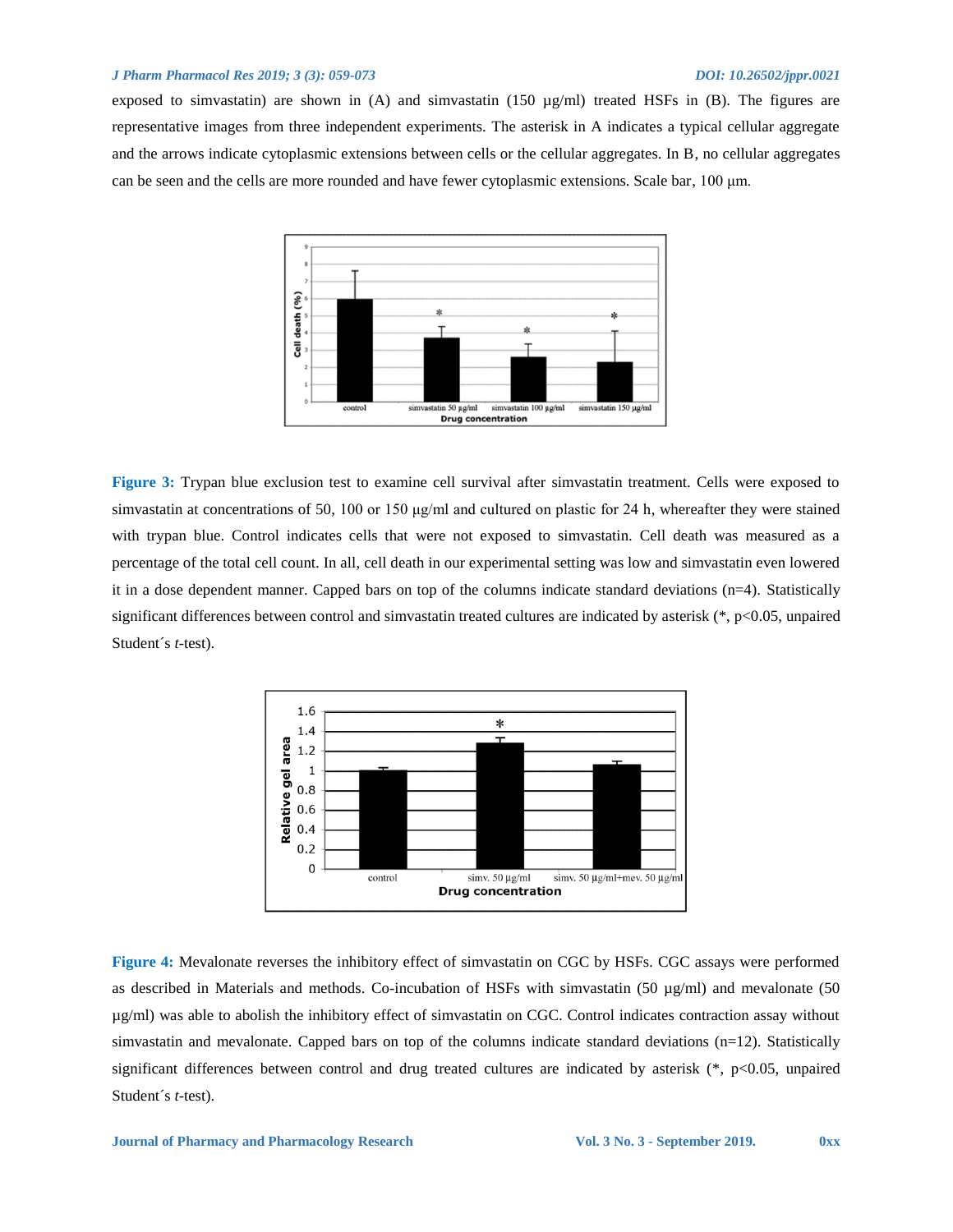exposed to simvastatin) are shown in (A) and simvastatin (150 µg/ml) treated HSFs in (B). The figures are representative images from three independent experiments. The asterisk in A indicates a typical cellular aggregate and the arrows indicate cytoplasmic extensions between cells or the cellular aggregates. In B, no cellular aggregates can be seen and the cells are more rounded and have fewer cytoplasmic extensions. Scale bar, 100 µm.

**Figure 3:** Trypan blue exclusion test to examine cell survival after simvastatin treatment. Cells were exposed to simvastatin at concentrations of 50, 100 or 150 µg/ml and cultured on plastic for 24 h, whereafter they were stained with trypan blue. Control indicates cells that were not exposed to simvastatin. Cell death was measured as a percentage of the total cell count. In all, cell death in our experimental setting was low and simvastatin even lowered it in a dose dependent manner. Capped bars on top of the columns indicate standard deviations (n=4). Statistically significant differences between control and simvastatin treated cultures are indicated by asterisk (*, $p<0.05$, unpaired Student´s *t*-test).

**Figure 4:** Mevalonate reverses the inhibitory effect of simvastatin on CGC by HSFs. CGC assays were performed as described in Materials and methods. Co-incubation of HSFs with simvastatin (50 µg/ml) and mevalonate (50 µg/ml) was able to abolish the inhibitory effect of simvastatin on CGC. Control indicates contraction assay without simvastatin and mevalonate. Capped bars on top of the columns indicate standard deviations (n=12). Statistically significant differences between control and drug treated cultures are indicated by asterisk (*, $p<0.05$, unpaired Student´s *t*-test).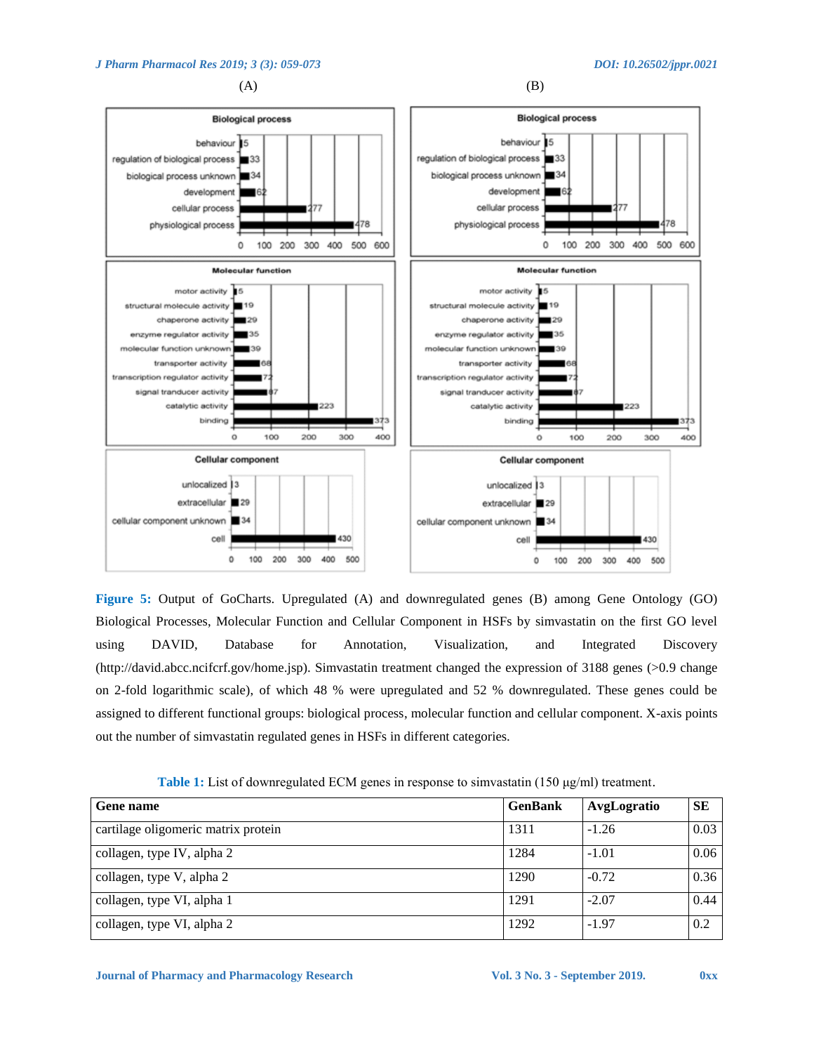**Figure 5:** Output of GoCharts. Upregulated (A) and downregulated genes (B) among Gene Ontology (GO) Biological Processes, Molecular Function and Cellular Component in HSFs by simvastatin on the first GO level using DAVID, Database for Annotation, Visualization, and Integrated Discovery (http://david.abcc.ncifcrf.gov/home.jsp). Simvastatin treatment changed the expression of 3188 genes (>0.9 change on 2-fold logarithmic scale), of which 48 % were upregulated and 52 % downregulated. These genes could be assigned to different functional groups: biological process, molecular function and cellular component. X-axis points out the number of simvastatin regulated genes in HSFs in different categories.

**Table 1:** List of downregulated ECM genes in response to simvastatin (150 µg/ml) treatment.

| Gene name | GenBank | AvgLogratio | SE |
|---|---|---|---|
| cartilage oligomeric matrix protein | 1311 | -1.26 | 0.03 |
| collagen, type IV, alpha 2 | 1284 | -1.01 | 0.06 |
| collagen, type V, alpha 2 | 1290 | -0.72 | 0.36 |
| collagen, type VI, alpha 1 | 1291 | -2.07 | 0.44 |
| collagen, type VI, alpha 2 | 1292 | -1.97 | 0.2 |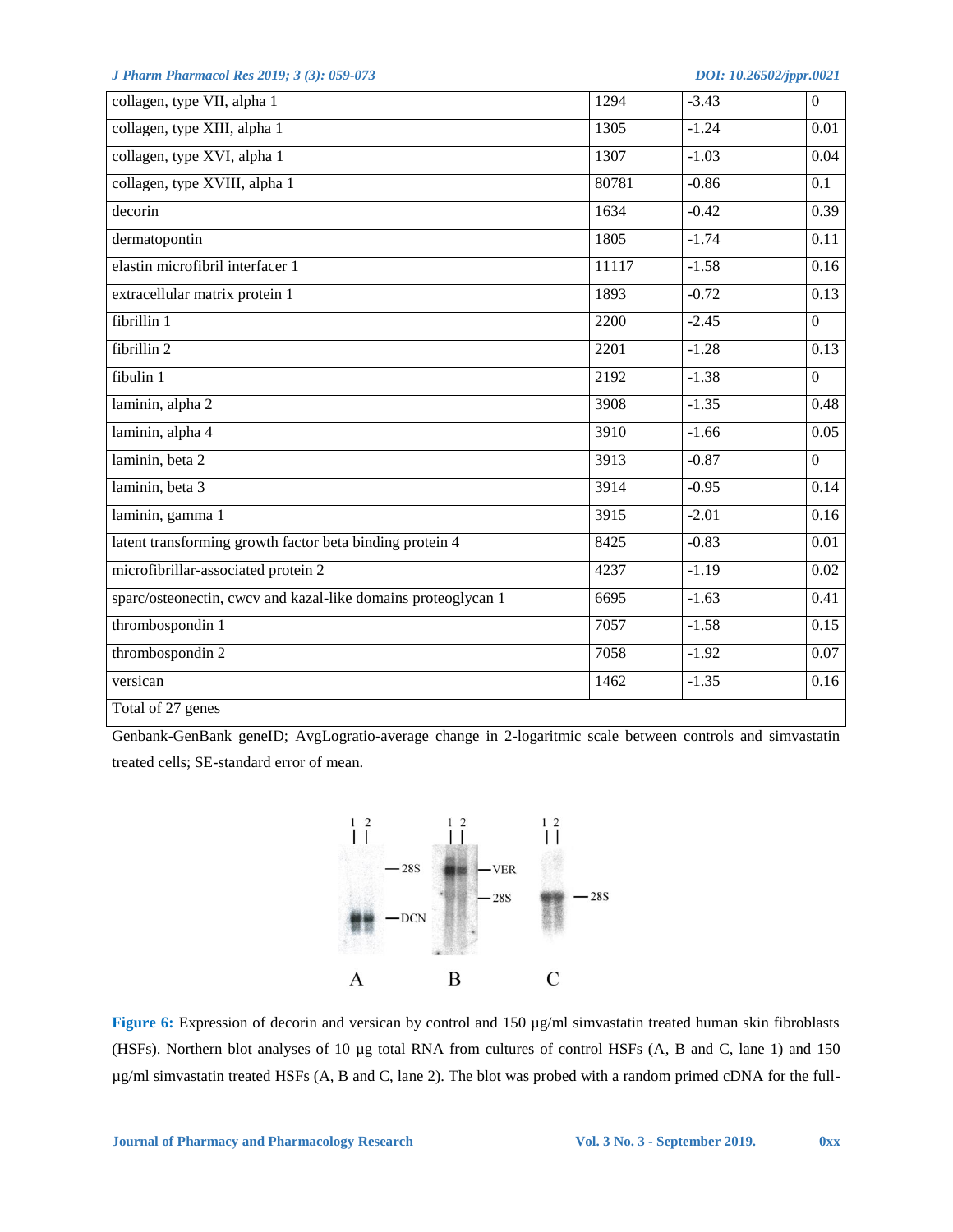| collagen, type VII, alpha 1 | 1294 | -3.43 | 0 |
|---|---|---|---|
| collagen, type XIII, alpha 1 | 1305 | -1.24 | 0.01 |
| collagen, type XVI, alpha 1 | 1307 | -1.03 | 0.04 |
| collagen, type XVIII, alpha 1 | 80781 | -0.86 | 0.1 |
| decorin | 1634 | -0.42 | 0.39 |
| dermatopontin | 1805 | -1.74 | 0.11 |
| elastin microfibril interfacer 1 | 11117 | -1.58 | 0.16 |
| extracellular matrix protein 1 | 1893 | -0.72 | 0.13 |
| fibrillin 1 | 2200 | -2.45 | 0 |
| fibrillin 2 | 2201 | -1.28 | 0.13 |
| fibulin 1 | 2192 | -1.38 | 0 |
| laminin, alpha 2 | 3908 | -1.35 | 0.48 |
| laminin, alpha 4 | 3910 | -1.66 | 0.05 |
| laminin, beta 2 | 3913 | -0.87 | 0 |
| laminin, beta 3 | 3914 | -0.95 | 0.14 |
| laminin, gamma 1 | 3915 | -2.01 | 0.16 |
| latent transforming growth factor beta binding protein 4 | 8425 | -0.83 | 0.01 |
| microfibrillar-associated protein 2 | 4237 | -1.19 | 0.02 |
| sparc/osteonectin, cwcv and kazal-like domains proteoglycan 1 | 6695 | -1.63 | 0.41 |
| thrombospondin 1 | 7057 | -1.58 | 0.15 |
| thrombospondin 2 | 7058 | -1.92 | 0.07 |
| versican | 1462 | -1.35 | 0.16 |
| Total of 27 genes | | | |

Genbank-GenBank geneID; AvgLogratio-average change in 2-logaritmic scale between controls and simvastatin treated cells; SE-standard error of mean.

**Figure 6:** Expression of decorin and versican by control and 150 µg/ml simvastatin treated human skin fibroblasts (HSFs). Northern blot analyses of 10 µg total RNA from cultures of control HSFs (A, B and C, lane 1) and 150 µg/ml simvastatin treated HSFs (A, B and C, lane 2). The blot was probed with a random primed cDNA for the full-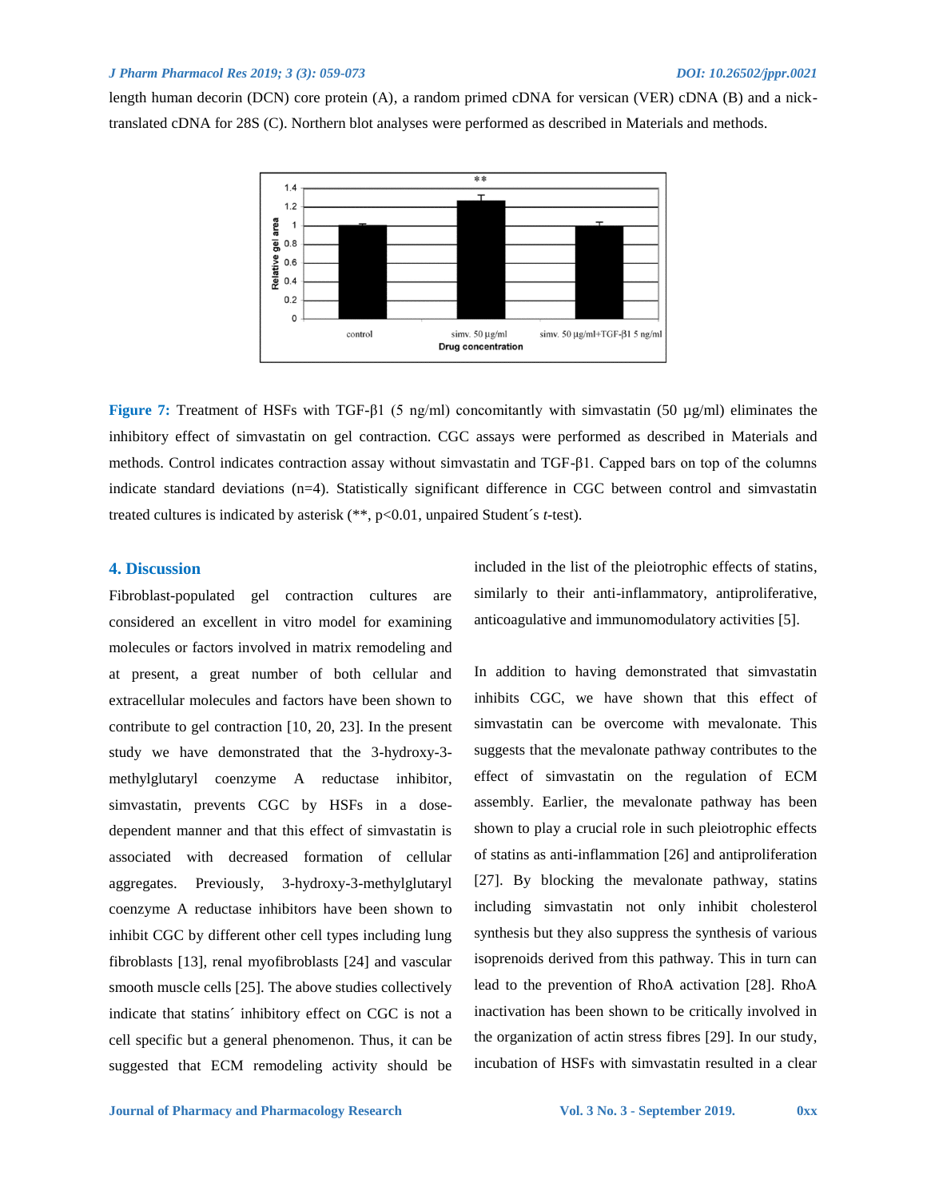length human decorin (DCN) core protein (A), a random primed cDNA for versican (VER) cDNA (B) and a nick-translated cDNA for 28S (C). Northern blot analyses were performed as described in Materials and methods.

**Figure 7:** Treatment of HSFs with TGF-β1 (5 ng/ml) concomitantly with simvastatin (50 µg/ml) eliminates the inhibitory effect of simvastatin on gel contraction. CGC assays were performed as described in Materials and methods. Control indicates contraction assay without simvastatin and TGF-β1. Capped bars on top of the columns indicate standard deviations (n=4). Statistically significant difference in CGC between control and simvastatin treated cultures is indicated by asterisk (**, $p<0.01$, unpaired Student´s *t*-test).

## 4. Discussion

Fibroblast-populated gel contraction cultures are considered an excellent in vitro model for examining molecules or factors involved in matrix remodeling and at present, a great number of both cellular and extracellular molecules and factors have been shown to contribute to gel contraction [10, 20, 23]. In the present study we have demonstrated that the 3-hydroxy-3-methylglutaryl coenzyme A reductase inhibitor, simvastatin, prevents CGC by HSFs in a dose-dependent manner and that this effect of simvastatin is associated with decreased formation of cellular aggregates. Previously, 3-hydroxy-3-methylglutaryl coenzyme A reductase inhibitors have been shown to inhibit CGC by different other cell types including lung fibroblasts [13], renal myofibroblasts [24] and vascular smooth muscle cells [25]. The above studies collectively indicate that statins´ inhibitory effect on CGC is not a cell specific but a general phenomenon. Thus, it can be suggested that ECM remodeling activity should be included in the list of the pleiotrophic effects of statins, similarly to their anti-inflammatory, antiproliferative, anticoagulative and immunomodulatory activities [5].

In addition to having demonstrated that simvastatin inhibits CGC, we have shown that this effect of simvastatin can be overcome with mevalonate. This suggests that the mevalonate pathway contributes to the effect of simvastatin on the regulation of ECM assembly. Earlier, the mevalonate pathway has been shown to play a crucial role in such pleiotrophic effects of statins as anti-inflammation [26] and antiproliferation [27]. By blocking the mevalonate pathway, statins including simvastatin not only inhibit cholesterol synthesis but they also suppress the synthesis of various isoprenoids derived from this pathway. This in turn can lead to the prevention of RhoA activation [28]. RhoA inactivation has been shown to be critically involved in the organization of actin stress fibres [29]. In our study, incubation of HSFs with simvastatin resulted in a clear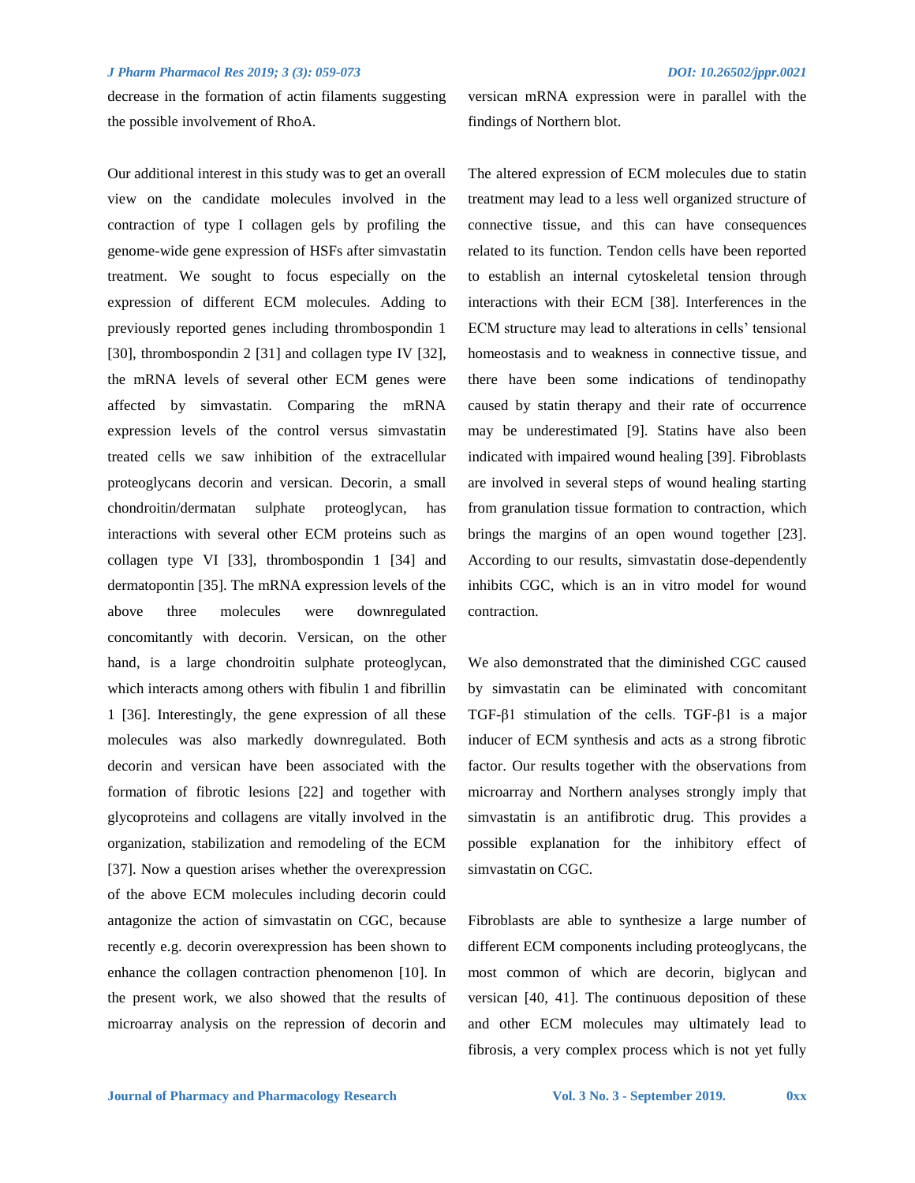decrease in the formation of actin filaments suggesting the possible involvement of RhoA.

Our additional interest in this study was to get an overall view on the candidate molecules involved in the contraction of type I collagen gels by profiling the genome-wide gene expression of HSFs after simvastatin treatment. We sought to focus especially on the expression of different ECM molecules. Adding to previously reported genes including thrombospondin 1 [30], thrombospondin 2 [31] and collagen type IV [32], the mRNA levels of several other ECM genes were affected by simvastatin. Comparing the mRNA expression levels of the control versus simvastatin treated cells we saw inhibition of the extracellular proteoglycans decorin and versican. Decorin, a small chondroitin/dermatan sulphate proteoglycan, has interactions with several other ECM proteins such as collagen type VI [33], thrombospondin 1 [34] and dermatopontin [35]. The mRNA expression levels of the above three molecules were downregulated concomitantly with decorin. Versican, on the other hand, is a large chondroitin sulphate proteoglycan, which interacts among others with fibulin 1 and fibrillin 1 [36]. Interestingly, the gene expression of all these molecules was also markedly downregulated. Both decorin and versican have been associated with the formation of fibrotic lesions [22] and together with glycoproteins and collagens are vitally involved in the organization, stabilization and remodeling of the ECM [37]. Now a question arises whether the overexpression of the above ECM molecules including decorin could antagonize the action of simvastatin on CGC, because recently e.g. decorin overexpression has been shown to enhance the collagen contraction phenomenon [10]. In the present work, we also showed that the results of microarray analysis on the repression of decorin and versican mRNA expression were in parallel with the findings of Northern blot.

The altered expression of ECM molecules due to statin treatment may lead to a less well organized structure of connective tissue, and this can have consequences related to its function. Tendon cells have been reported to establish an internal cytoskeletal tension through interactions with their ECM [38]. Interferences in the ECM structure may lead to alterations in cells' tensional homeostasis and to weakness in connective tissue, and there have been some indications of tendinopathy caused by statin therapy and their rate of occurrence may be underestimated [9]. Statins have also been indicated with impaired wound healing [39]. Fibroblasts are involved in several steps of wound healing starting from granulation tissue formation to contraction, which brings the margins of an open wound together [23]. According to our results, simvastatin dose-dependently inhibits CGC, which is an in vitro model for wound contraction.

We also demonstrated that the diminished CGC caused by simvastatin can be eliminated with concomitant TGF-β1 stimulation of the cells. TGF-β1 is a major inducer of ECM synthesis and acts as a strong fibrotic factor. Our results together with the observations from microarray and Northern analyses strongly imply that simvastatin is an antifibrotic drug. This provides a possible explanation for the inhibitory effect of simvastatin on CGC.

Fibroblasts are able to synthesize a large number of different ECM components including proteoglycans, the most common of which are decorin, biglycan and versican [40, 41]. The continuous deposition of these and other ECM molecules may ultimately lead to fibrosis, a very complex process which is not yet fully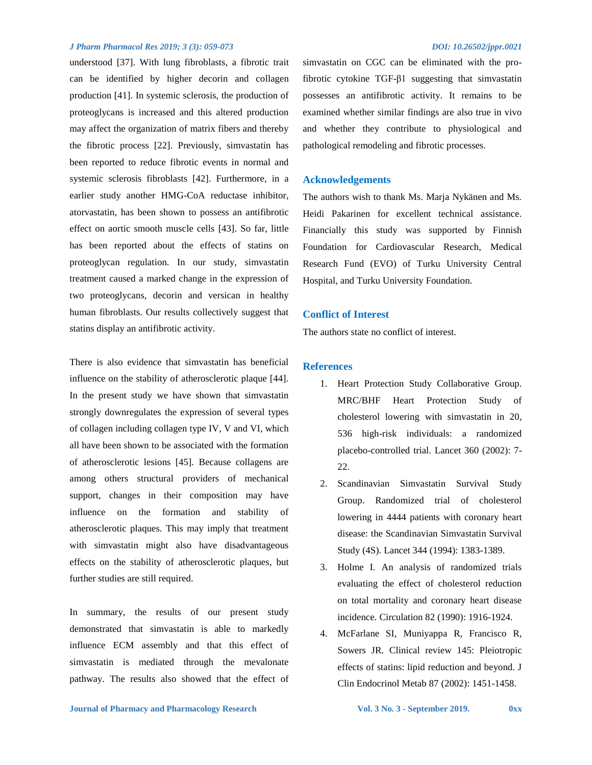understood [37]. With lung fibroblasts, a fibrotic trait can be identified by higher decorin and collagen production [41]. In systemic sclerosis, the production of proteoglycans is increased and this altered production may affect the organization of matrix fibers and thereby the fibrotic process [22]. Previously, simvastatin has been reported to reduce fibrotic events in normal and systemic sclerosis fibroblasts [42]. Furthermore, in a earlier study another HMG-CoA reductase inhibitor, atorvastatin, has been shown to possess an antifibrotic effect on aortic smooth muscle cells [43]. So far, little has been reported about the effects of statins on proteoglycan regulation. In our study, simvastatin treatment caused a marked change in the expression of two proteoglycans, decorin and versican in healthy human fibroblasts. Our results collectively suggest that statins display an antifibrotic activity.

There is also evidence that simvastatin has beneficial influence on the stability of atherosclerotic plaque [44]. In the present study we have shown that simvastatin strongly downregulates the expression of several types of collagen including collagen type IV, V and VI, which all have been shown to be associated with the formation of atherosclerotic lesions [45]. Because collagens are among others structural providers of mechanical support, changes in their composition may have influence on the formation and stability of atherosclerotic plaques. This may imply that treatment with simvastatin might also have disadvantageous effects on the stability of atherosclerotic plaques, but further studies are still required.

In summary, the results of our present study demonstrated that simvastatin is able to markedly influence ECM assembly and that this effect of simvastatin is mediated through the mevalonate pathway. The results also showed that the effect of simvastatin on CGC can be eliminated with the pro-fibrotic cytokine TGF-β1 suggesting that simvastatin possesses an antifibrotic activity. It remains to be examined whether similar findings are also true in vivo and whether they contribute to physiological and pathological remodeling and fibrotic processes.

## Acknowledgements

The authors wish to thank Ms. Marja Nykänen and Ms. Heidi Pakarinen for excellent technical assistance. Financially this study was supported by Finnish Foundation for Cardiovascular Research, Medical Research Fund (EVO) of Turku University Central Hospital, and Turku University Foundation.

## Conflict of Interest

The authors state no conflict of interest.

## References

1. Heart Protection Study Collaborative Group. MRC/BHF Heart Protection Study of cholesterol lowering with simvastatin in 20, 536 high-risk individuals: a randomized placebo-controlled trial. Lancet 360 (2002): 7-22.
2. Scandinavian Simvastatin Survival Study Group. Randomized trial of cholesterol lowering in 4444 patients with coronary heart disease: the Scandinavian Simvastatin Survival Study (4S). Lancet 344 (1994): 1383-1389.
3. Holme I. An analysis of randomized trials evaluating the effect of cholesterol reduction on total mortality and coronary heart disease incidence. Circulation 82 (1990): 1916-1924.
4. McFarlane SI, Muniyappa R, Francisco R, Sowers JR. Clinical review 145: Pleiotropic effects of statins: lipid reduction and beyond. J Clin Endocrinol Metab 87 (2002): 1451-1458.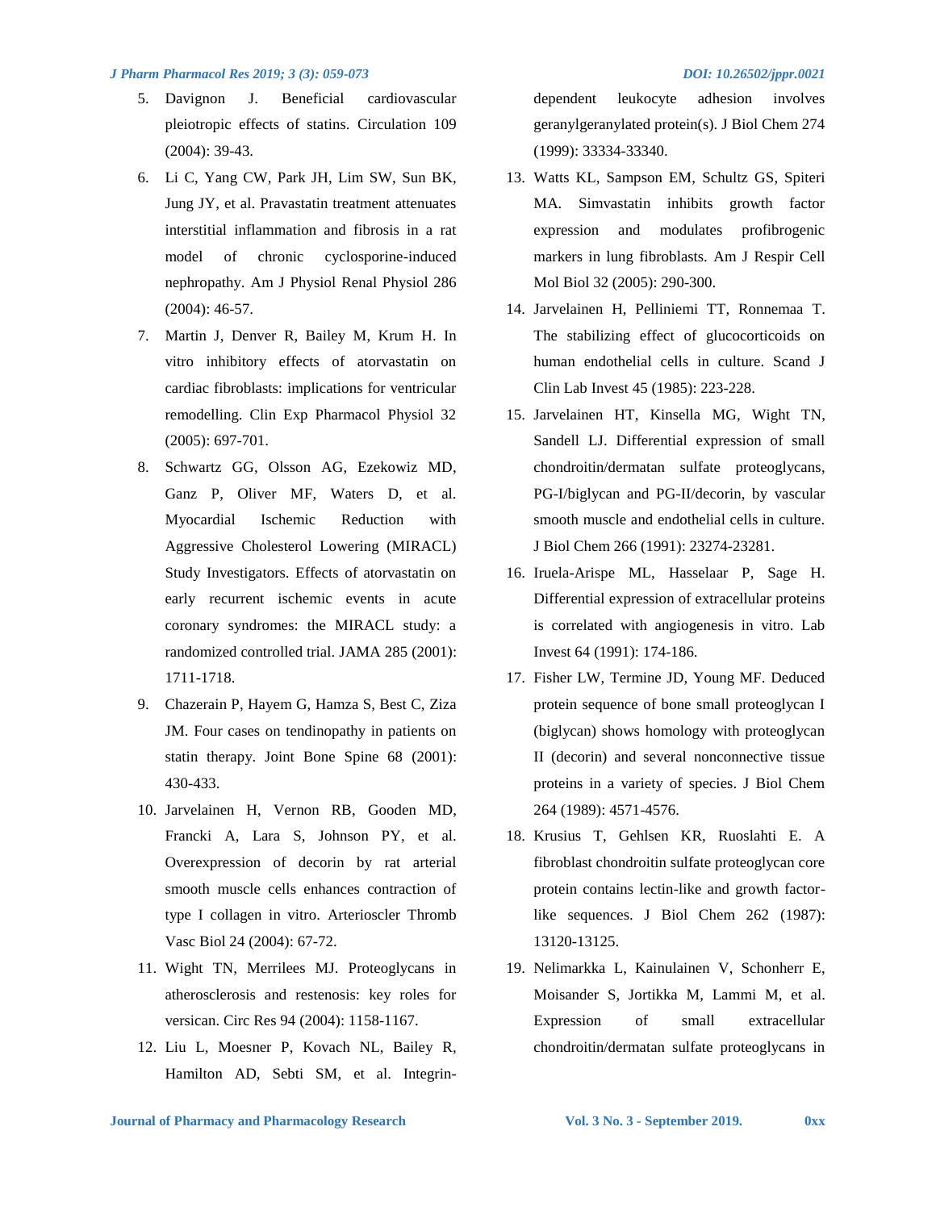5. Davignon J. Beneficial cardiovascular pleiotropic effects of statins. Circulation 109 (2004): 39-43.
6. Li C, Yang CW, Park JH, Lim SW, Sun BK, Jung JY, et al. Pravastatin treatment attenuates interstitial inflammation and fibrosis in a rat model of chronic cyclosporine-induced nephropathy. Am J Physiol Renal Physiol 286 (2004): 46-57.
7. Martin J, Denver R, Bailey M, Krum H. In vitro inhibitory effects of atorvastatin on cardiac fibroblasts: implications for ventricular remodelling. Clin Exp Pharmacol Physiol 32 (2005): 697-701.
8. Schwartz GG, Olsson AG, Ezekowitz MD, Ganz P, Oliver MF, Waters D, et al. Myocardial Ischemic Reduction with Aggressive Cholesterol Lowering (MIRACL) Study Investigators. Effects of atorvastatin on early recurrent ischemic events in acute coronary syndromes: the MIRACL study: a randomized controlled trial. JAMA 285 (2001): 1711-1718.
9. Chazerain P, Hayem G, Hamza S, Best C, Ziza JM. Four cases on tendinopathy in patients on statin therapy. Joint Bone Spine 68 (2001): 430-433.
10. Jarvelainen H, Vernon RB, Gooden MD, Francki A, Lara S, Johnson PY, et al. Overexpression of decorin by rat arterial smooth muscle cells enhances contraction of type I collagen in vitro. Arterioscler Thromb Vasc Biol 24 (2004): 67-72.
11. Wight TN, Merrilees MJ. Proteoglycans in atherosclerosis and restenosis: key roles for versican. Circ Res 94 (2004): 1158-1167.
12. Liu L, Moesner P, Kovach NL, Bailey R, Hamilton AD, Sebti SM, et al. Integrin-dependent leukocyte adhesion involves geranylgeranylated protein(s). J Biol Chem 274 (1999): 33334-33340.
13. Watts KL, Sampson EM, Schultz GS, Spiteri MA. Simvastatin inhibits growth factor expression and modulates profibrogenic markers in lung fibroblasts. Am J Respir Cell Mol Biol 32 (2005): 290-300.
14. Jarvelainen H, Pelliniemi TT, Ronnemaa T. The stabilizing effect of glucocorticoids on human endothelial cells in culture. Scand J Clin Lab Invest 45 (1985): 223-228.
15. Jarvelainen HT, Kinsella MG, Wight TN, Sandell LJ. Differential expression of small chondroitin/dermatan sulfate proteoglycans, PG-I/biglycan and PG-II/decorin, by vascular smooth muscle and endothelial cells in culture. J Biol Chem 266 (1991): 23274-23281.
16. Iruela-Arispe ML, Hasselaar P, Sage H. Differential expression of extracellular proteins is correlated with angiogenesis in vitro. Lab Invest 64 (1991): 174-186.
17. Fisher LW, Termine JD, Young MF. Deduced protein sequence of bone small proteoglycan I (biglycan) shows homology with proteoglycan II (decorin) and several nonconnective tissue proteins in a variety of species. J Biol Chem 264 (1989): 4571-4576.
18. Krusius T, Gehlsen KR, Ruoslahti E. A fibroblast chondroitin sulfate proteoglycan core protein contains lectin-like and growth factor-like sequences. J Biol Chem 262 (1987): 13120-13125.
19. Nelimarkka L, Kainulainen V, Schonherr E, Moisander S, Jortikka M, Lammi M, et al. Expression of small extracellular chondroitin/dermatan sulfate proteoglycans in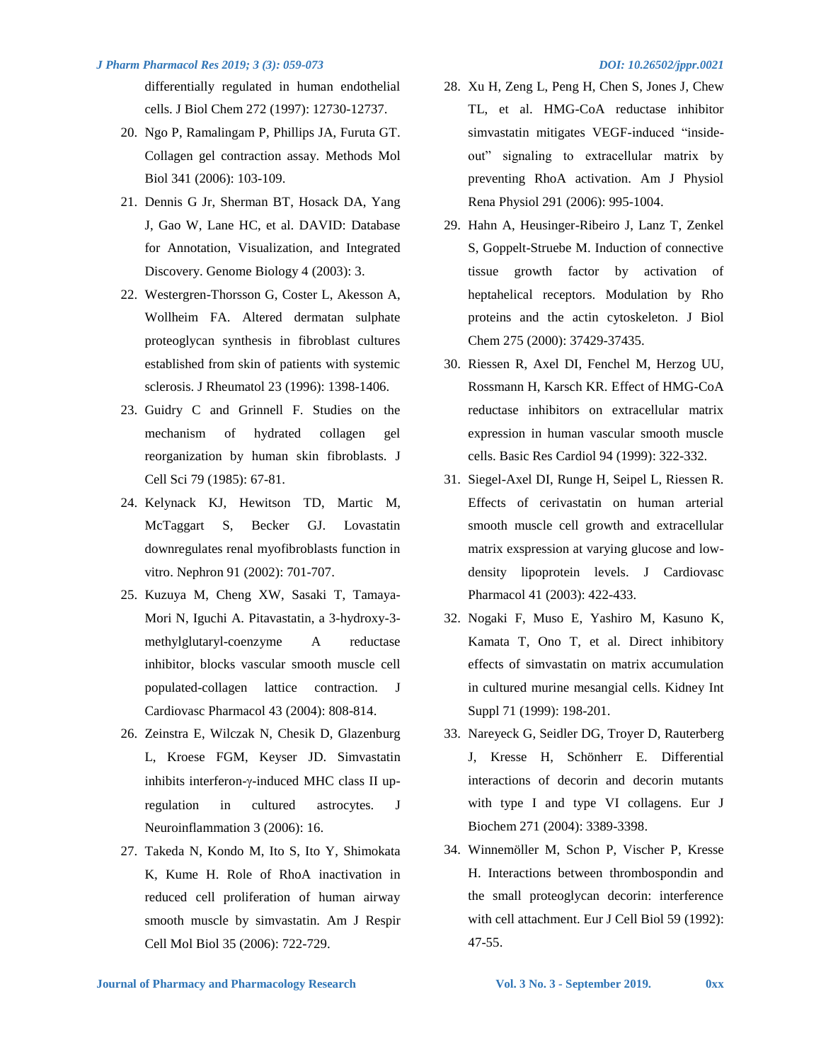differentially regulated in human endothelial cells. J Biol Chem 272 (1997): 12730-12737.

20. Ngo P, Ramalingam P, Phillips JA, Furuta GT. Collagen gel contraction assay. Methods Mol Biol 341 (2006): 103-109.
21. Dennis G Jr, Sherman BT, Hosack DA, Yang J, Gao W, Lane HC, et al. DAVID: Database for Annotation, Visualization, and Integrated Discovery. Genome Biology 4 (2003): 3.
22. Westergren-Thorsson G, Coster L, Akesson A, Wollheim FA. Altered dermatan sulphate proteoglycan synthesis in fibroblast cultures established from skin of patients with systemic sclerosis. J Rheumatol 23 (1996): 1398-1406.
23. Guidry C and Grinnell F. Studies on the mechanism of hydrated collagen gel reorganization by human skin fibroblasts. J Cell Sci 79 (1985): 67-81.
24. Kelynack KJ, Hewitson TD, Martic M, McTaggart S, Becker GJ. Lovastatin downregulates renal myofibroblasts function in vitro. Nephron 91 (2002): 701-707.
25. Kuzuya M, Cheng XW, Sasaki T, Tamaya-Mori N, Iguchi A. Pitavastatin, a 3-hydroxy-3-methylglutaryl-coenzyme A reductase inhibitor, blocks vascular smooth muscle cell populated-collagen lattice contraction. J Cardiovasc Pharmacol 43 (2004): 808-814.
26. Zeinstra E, Wilczak N, Chesik D, Glazenburg L, Kroese FGM, Keyser JD. Simvastatin inhibits interferon-γ-induced MHC class II up-regulation in cultured astrocytes. J Neuroinflammation 3 (2006): 16.
27. Takeda N, Kondo M, Ito S, Ito Y, Shimokata K, Kume H. Role of RhoA inactivation in reduced cell proliferation of human airway smooth muscle by simvastatin. Am J Respir Cell Mol Biol 35 (2006): 722-729.
28. Xu H, Zeng L, Peng H, Chen S, Jones J, Chew TL, et al. HMG-CoA reductase inhibitor simvastatin mitigates VEGF-induced “inside-out” signaling to extracellular matrix by preventing RhoA activation. Am J Physiol Rena Physiol 291 (2006): 995-1004.
29. Hahn A, Heusinger-Ribeiro J, Lanz T, Zenkel S, Goppelt-Struebe M. Induction of connective tissue growth factor by activation of heptahelical receptors. Modulation by Rho proteins and the actin cytoskeleton. J Biol Chem 275 (2000): 37429-37435.
30. Riessen R, Axel DI, Fenchel M, Herzog UU, Rossmann H, Karsch KR. Effect of HMG-CoA reductase inhibitors on extracellular matrix expression in human vascular smooth muscle cells. Basic Res Cardiol 94 (1999): 322-332.
31. Siegel-Axel DI, Runge H, Seipel L, Riessen R. Effects of cerivastatin on human arterial smooth muscle cell growth and extracellular matrix exspression at varying glucose and low-density lipoprotein levels. J Cardiovasc Pharmacol 41 (2003): 422-433.
32. Nogaki F, Muso E, Yashiro M, Kasuno K, Kamata T, Ono T, et al. Direct inhibitory effects of simvastatin on matrix accumulation in cultured murine mesangial cells. Kidney Int Suppl 71 (1999): 198-201.
33. Nareyeck G, Seidler DG, Troyer D, Rauterberg J, Kresse H, Schönherr E. Differential interactions of decorin and decorin mutants with type I and type VI collagens. Eur J Biochem 271 (2004): 3389-3398.
34. Winnemöller M, Schon P, Vischer P, Kresse H. Interactions between thrombospondin and the small proteoglycan decorin: interference with cell attachment. Eur J Cell Biol 59 (1992): 47-55.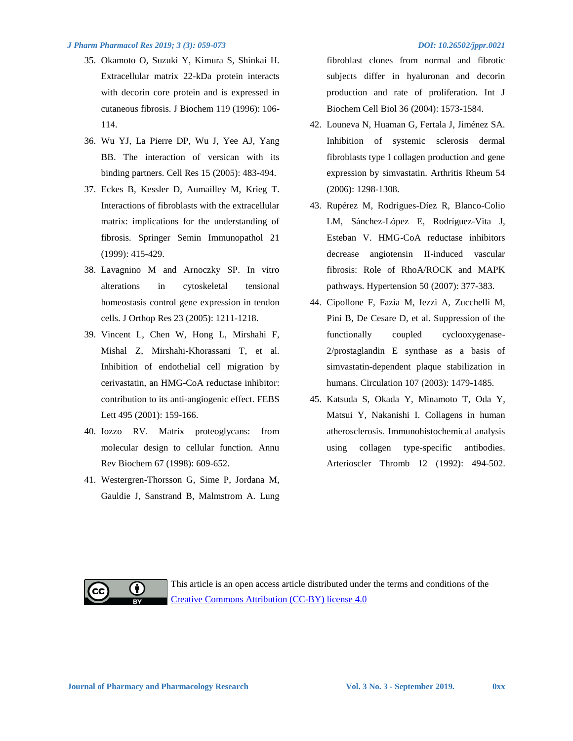35. Okamoto O, Suzuki Y, Kimura S, Shinkai H. Extracellular matrix 22-kDa protein interacts with decorin core protein and is expressed in cutaneous fibrosis. J Biochem 119 (1996): 106-114.
36. Wu YJ, La Pierre DP, Wu J, Yee AJ, Yang BB. The interaction of versican with its binding partners. Cell Res 15 (2005): 483-494.
37. Eckes B, Kessler D, Aumailley M, Krieg T. Interactions of fibroblasts with the extracellular matrix: implications for the understanding of fibrosis. Springer Semin Immunopathol 21 (1999): 415-429.
38. Lavagnino M and Arnoczky SP. In vitro alterations in cytoskeletal tensional homeostasis control gene expression in tendon cells. J Orthop Res 23 (2005): 1211-1218.
39. Vincent L, Chen W, Hong L, Mirshahi F, Mishal Z, Mirshahi-Khorassani T, et al. Inhibition of endothelial cell migration by cerivastatin, an HMG-CoA reductase inhibitor: contribution to its anti-angiogenic effect. FEBS Lett 495 (2001): 159-166.
40. Iozzo RV. Matrix proteoglycans: from molecular design to cellular function. Annu Rev Biochem 67 (1998): 609-652.
41. Westergren-Thorsson G, Sime P, Jordana M, Gauldie J, Sanstrand B, Malmstrom A. Lung fibroblast clones from normal and fibrotic subjects differ in hyaluronan and decorin production and rate of proliferation. Int J Biochem Cell Biol 36 (2004): 1573-1584.
42. Louneva N, Huaman G, Fertala J, Jiménez SA. Inhibition of systemic sclerosis dermal fibroblasts type I collagen production and gene expression by simvastatin. Arthritis Rheum 54 (2006): 1298-1308.
43. Rupérez M, Rodrigues-Díez R, Blanco-Colio LM, Sánchez-López E, Rodríguez-Vita J, Esteban V. HMG-CoA reductase inhibitors decrease angiotensin II-induced vascular fibrosis: Role of RhoA/ROCK and MAPK pathways. Hypertension 50 (2007): 377-383.
44. Cipollone F, Fazia M, Iezzi A, Zucchelli M, Pini B, De Cesare D, et al. Suppression of the functionally coupled cyclooxygenase-2/prostaglandin E synthase as a basis of simvastatin-dependent plaque stabilization in humans. Circulation 107 (2003): 1479-1485.
45. Katsuda S, Okada Y, Minamoto T, Oda Y, Matsui Y, Nakanishi I. Collagens in human atherosclerosis. Immunohistochemical analysis using collagen type-specific antibodies. Arterioscler Thromb 12 (1992): 494-502.

This article is an open access article distributed under the terms and conditions of the [Creative Commons Attribution (CC-BY) license 4.0](https://creativecommons.org/licenses/by/4.0/)